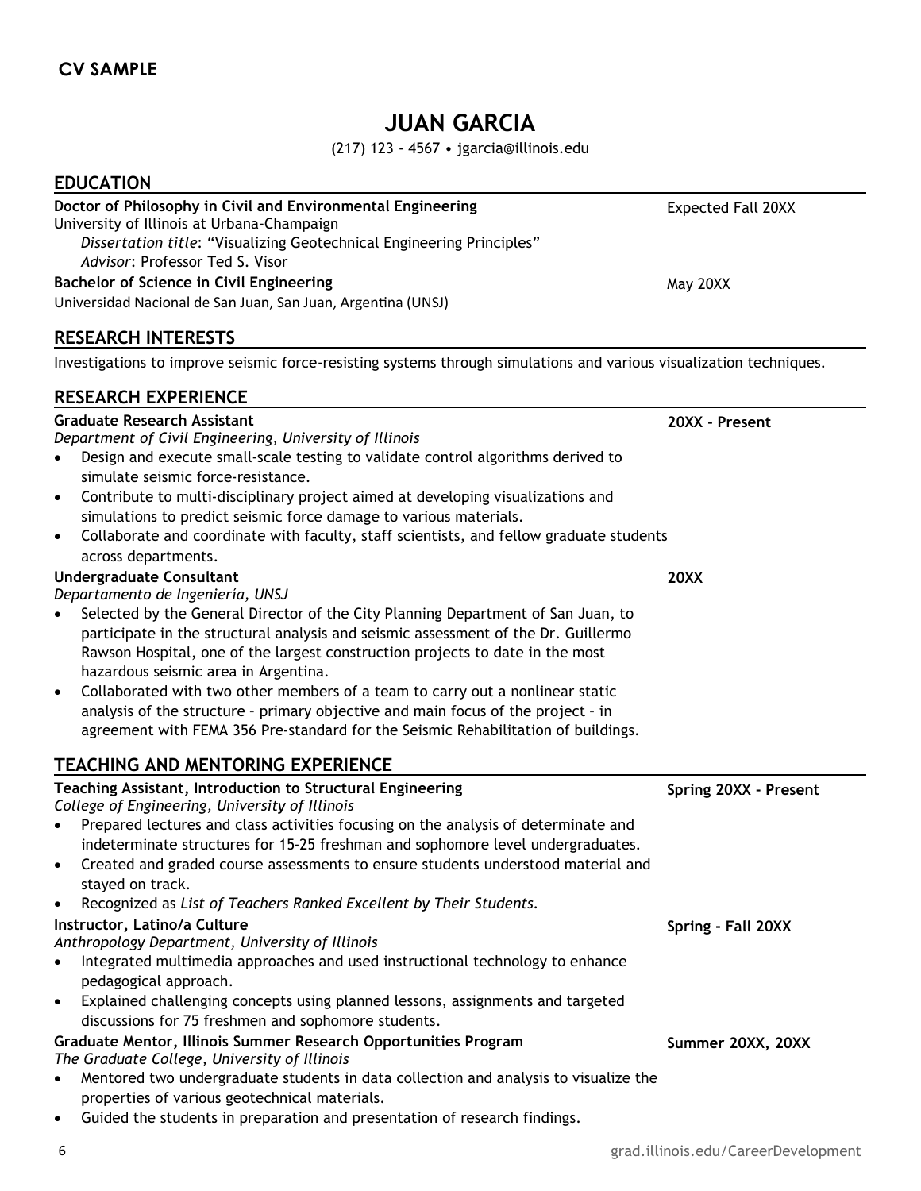**CV SAMPLE**

# JUAN GARCIA

(217) 123 - 4567 • jgarcia@illinois.edu

## EDUCATION

**Doctor of Philosophy in Civil and Environmental Engineering** — Expected Fall 20XX
University of Illinois at Urbana-Champaign
*Dissertation title*: "Visualizing Geotechnical Engineering Principles"
*Advisor*: Professor Ted S. Visor

**Bachelor of Science in Civil Engineering** — May 20XX
Universidad Nacional de San Juan, San Juan, Argentina (UNSJ)

## RESEARCH INTERESTS

Investigations to improve seismic force-resisting systems through simulations and various visualization techniques.

## RESEARCH EXPERIENCE

**Graduate Research Assistant** — **20XX - Present**
*Department of Civil Engineering, University of Illinois*

- Design and execute small-scale testing to validate control algorithms derived to simulate seismic force-resistance.
- Contribute to multi-disciplinary project aimed at developing visualizations and simulations to predict seismic force damage to various materials.
- Collaborate and coordinate with faculty, staff scientists, and fellow graduate students across departments.

**Undergraduate Consultant** — **20XX**
*Departamento de Ingeniería, UNSJ*

- Selected by the General Director of the City Planning Department of San Juan, to participate in the structural analysis and seismic assessment of the Dr. Guillermo Rawson Hospital, one of the largest construction projects to date in the most hazardous seismic area in Argentina.
- Collaborated with two other members of a team to carry out a nonlinear static analysis of the structure – primary objective and main focus of the project – in agreement with FEMA 356 Pre-standard for the Seismic Rehabilitation of buildings.

## TEACHING AND MENTORING EXPERIENCE

**Teaching Assistant, Introduction to Structural Engineering** — **Spring 20XX - Present**
*College of Engineering, University of Illinois*

- Prepared lectures and class activities focusing on the analysis of determinate and indeterminate structures for 15-25 freshman and sophomore level undergraduates.
- Created and graded course assessments to ensure students understood material and stayed on track.
- Recognized as *List of Teachers Ranked Excellent by Their Students*.

**Instructor, Latino/a Culture** — **Spring - Fall 20XX**
*Anthropology Department, University of Illinois*

- Integrated multimedia approaches and used instructional technology to enhance pedagogical approach.
- Explained challenging concepts using planned lessons, assignments and targeted discussions for 75 freshmen and sophomore students.

**Graduate Mentor, Illinois Summer Research Opportunities Program** — **Summer 20XX, 20XX**
*The Graduate College, University of Illinois*

- Mentored two undergraduate students in data collection and analysis to visualize the properties of various geotechnical materials.
- Guided the students in preparation and presentation of research findings.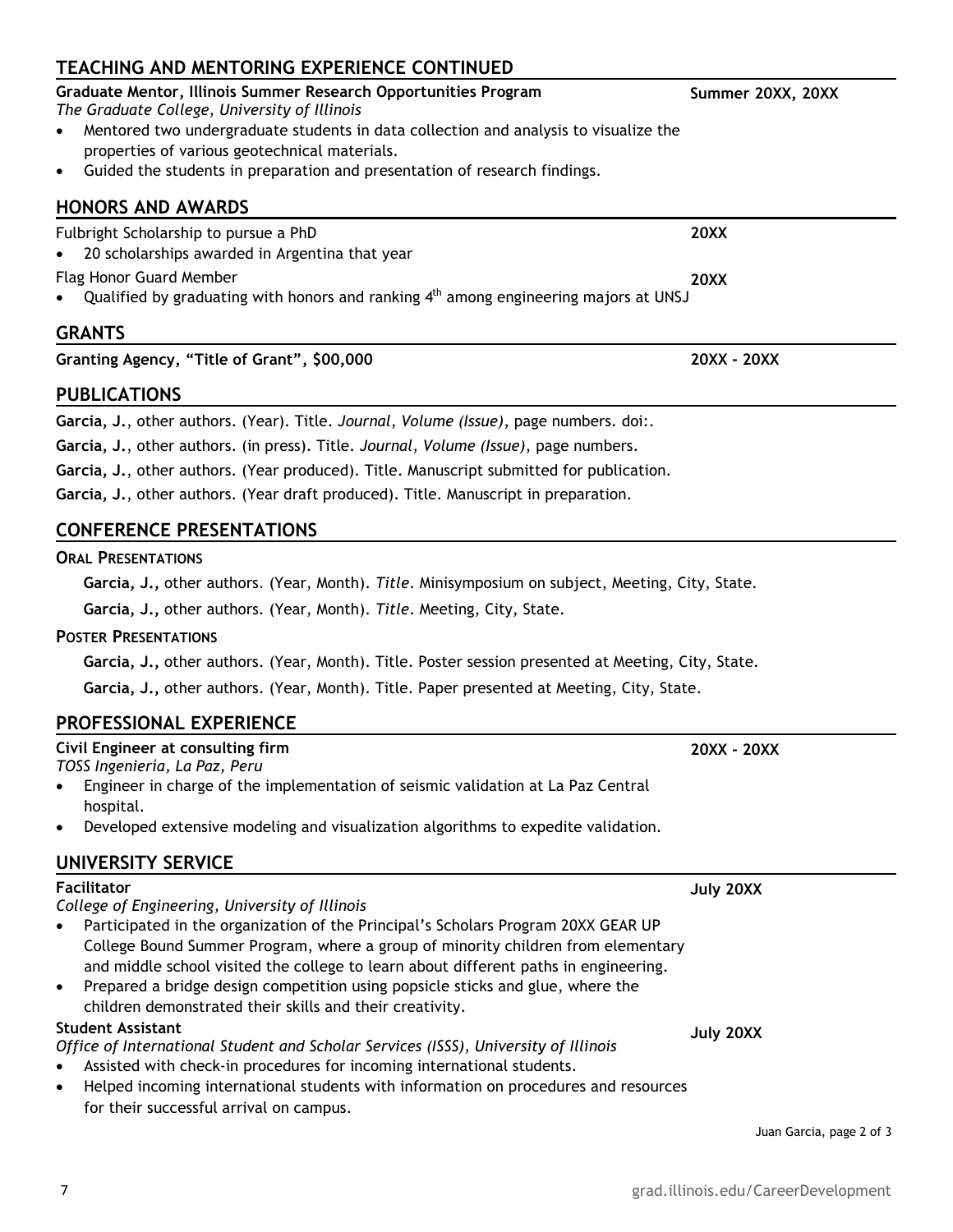## TEACHING AND MENTORING EXPERIENCE CONTINUED

**Graduate Mentor, Illinois Summer Research Opportunities Program** **Summer 20XX, 20XX**
*The Graduate College, University of Illinois*

- Mentored two undergraduate students in data collection and analysis to visualize the properties of various geotechnical materials.
- Guided the students in preparation and presentation of research findings.

## HONORS AND AWARDS

Fulbright Scholarship to pursue a PhD **20XX**

- 20 scholarships awarded in Argentina that year

Flag Honor Guard Member **20XX**

- Qualified by graduating with honors and ranking 4th among engineering majors at UNSJ

## GRANTS

**Granting Agency, "Title of Grant", $00,000** **20XX - 20XX**

## PUBLICATIONS

**Garcia, J.**, other authors. (Year). Title. *Journal, Volume (Issue)*, page numbers. doi:.

**Garcia, J.**, other authors. (in press). Title. *Journal, Volume (Issue)*, page numbers.

**Garcia, J.**, other authors. (Year produced). Title. Manuscript submitted for publication.

**Garcia, J.**, other authors. (Year draft produced). Title. Manuscript in preparation.

## CONFERENCE PRESENTATIONS

### ORAL PRESENTATIONS

**Garcia, J.,** other authors. (Year, Month). *Title*. Minisymposium on subject, Meeting, City, State.

**Garcia, J.,** other authors. (Year, Month). *Title*. Meeting, City, State.

### POSTER PRESENTATIONS

**Garcia, J.,** other authors. (Year, Month). Title. Poster session presented at Meeting, City, State.

**Garcia, J.,** other authors. (Year, Month). Title. Paper presented at Meeting, City, State.

## PROFESSIONAL EXPERIENCE

**Civil Engineer at consulting firm** **20XX - 20XX**
*TOSS Ingeniería, La Paz, Peru*

- Engineer in charge of the implementation of seismic validation at La Paz Central hospital.
- Developed extensive modeling and visualization algorithms to expedite validation.

## UNIVERSITY SERVICE

**Facilitator** **July 20XX**
*College of Engineering, University of Illinois*

- Participated in the organization of the Principal's Scholars Program 20XX GEAR UP College Bound Summer Program, where a group of minority children from elementary and middle school visited the college to learn about different paths in engineering.
- Prepared a bridge design competition using popsicle sticks and glue, where the children demonstrated their skills and their creativity.

**Student Assistant** **July 20XX**
*Office of International Student and Scholar Services (ISSS), University of Illinois*

- Assisted with check-in procedures for incoming international students.
- Helped incoming international students with information on procedures and resources for their successful arrival on campus.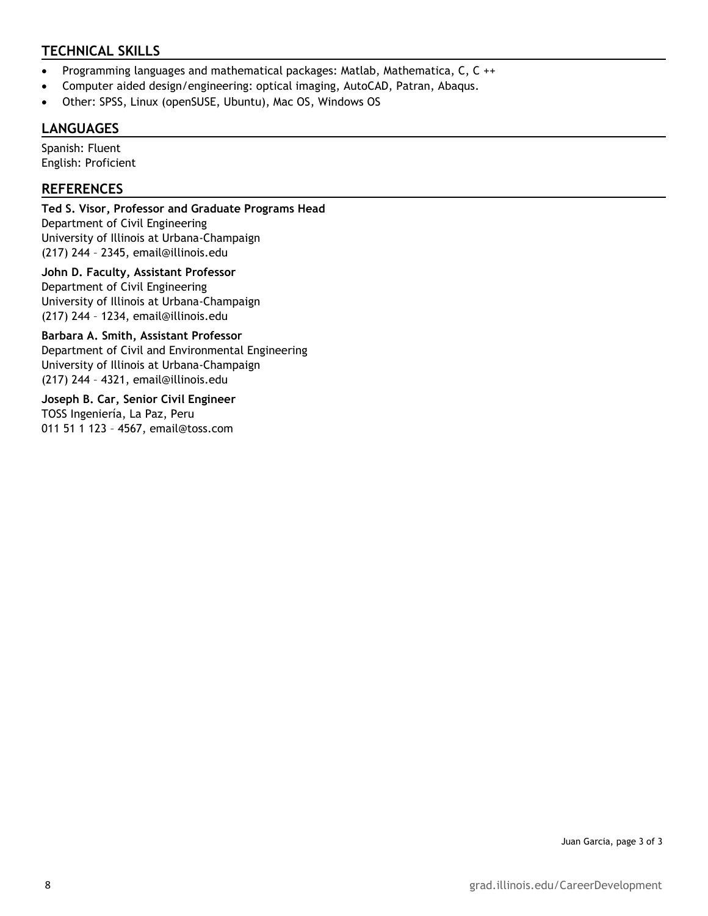## TECHNICAL SKILLS

- Programming languages and mathematical packages: Matlab, Mathematica, C, C ++
- Computer aided design/engineering: optical imaging, AutoCAD, Patran, Abaqus.
- Other: SPSS, Linux (openSUSE, Ubuntu), Mac OS, Windows OS

## LANGUAGES

Spanish: Fluent
English: Proficient

## REFERENCES

**Ted S. Visor, Professor and Graduate Programs Head**
Department of Civil Engineering
University of Illinois at Urbana-Champaign
(217) 244 – 2345, email@illinois.edu

**John D. Faculty, Assistant Professor**
Department of Civil Engineering
University of Illinois at Urbana-Champaign
(217) 244 – 1234, email@illinois.edu

**Barbara A. Smith, Assistant Professor**
Department of Civil and Environmental Engineering
University of Illinois at Urbana-Champaign
(217) 244 – 4321, email@illinois.edu

**Joseph B. Car, Senior Civil Engineer**
TOSS Ingeniería, La Paz, Peru
011 51 1 123 – 4567, email@toss.com